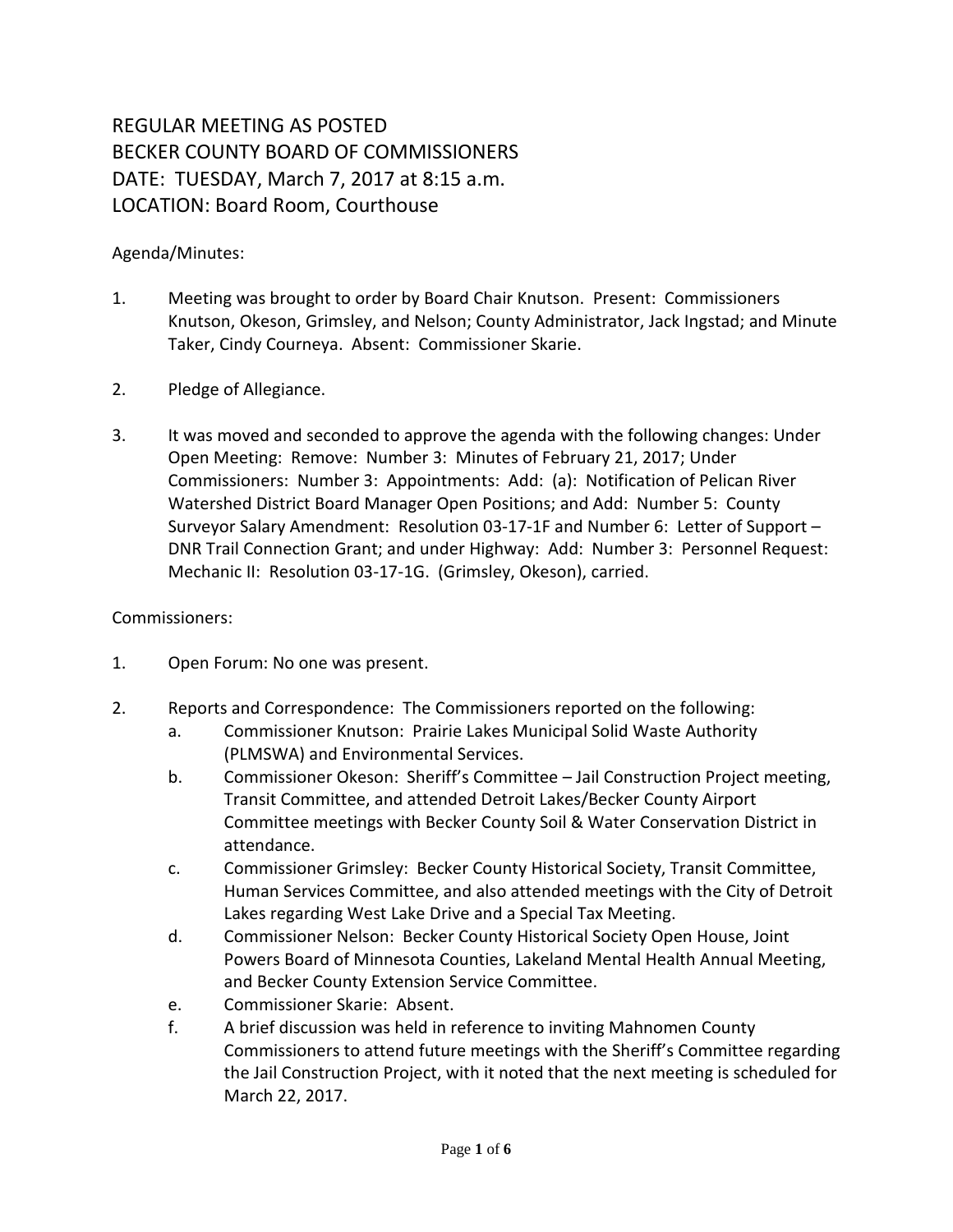# REGULAR MEETING AS POSTED
# BECKER COUNTY BOARD OF COMMISSIONERS
# DATE: TUESDAY, March 7, 2017 at 8:15 a.m.
# LOCATION: Board Room, Courthouse

Agenda/Minutes:

1. Meeting was brought to order by Board Chair Knutson. Present: Commissioners Knutson, Okeson, Grimsley, and Nelson; County Administrator, Jack Ingstad; and Minute Taker, Cindy Courneya. Absent: Commissioner Skarie.

2. Pledge of Allegiance.

3. It was moved and seconded to approve the agenda with the following changes: Under Open Meeting: Remove: Number 3: Minutes of February 21, 2017; Under Commissioners: Number 3: Appointments: Add: (a): Notification of Pelican River Watershed District Board Manager Open Positions; and Add: Number 5: County Surveyor Salary Amendment: Resolution 03-17-1F and Number 6: Letter of Support – DNR Trail Connection Grant; and under Highway: Add: Number 3: Personnel Request: Mechanic II: Resolution 03-17-1G. (Grimsley, Okeson), carried.

Commissioners:

1. Open Forum: No one was present.

2. Reports and Correspondence: The Commissioners reported on the following:
   a. Commissioner Knutson: Prairie Lakes Municipal Solid Waste Authority (PLMSWA) and Environmental Services.
   b. Commissioner Okeson: Sheriff's Committee – Jail Construction Project meeting, Transit Committee, and attended Detroit Lakes/Becker County Airport Committee meetings with Becker County Soil & Water Conservation District in attendance.
   c. Commissioner Grimsley: Becker County Historical Society, Transit Committee, Human Services Committee, and also attended meetings with the City of Detroit Lakes regarding West Lake Drive and a Special Tax Meeting.
   d. Commissioner Nelson: Becker County Historical Society Open House, Joint Powers Board of Minnesota Counties, Lakeland Mental Health Annual Meeting, and Becker County Extension Service Committee.
   e. Commissioner Skarie: Absent.
   f. A brief discussion was held in reference to inviting Mahnomen County Commissioners to attend future meetings with the Sheriff's Committee regarding the Jail Construction Project, with it noted that the next meeting is scheduled for March 22, 2017.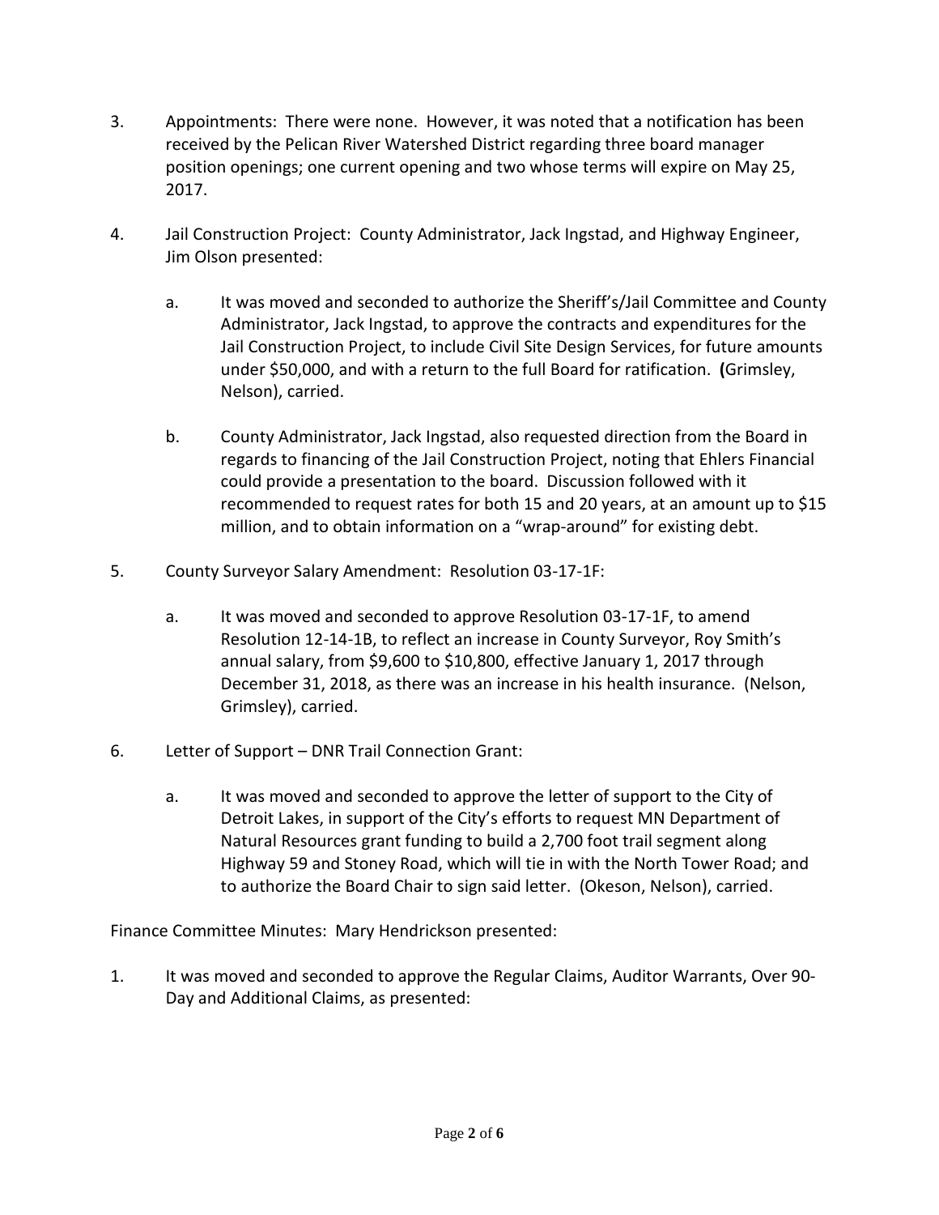3. Appointments: There were none. However, it was noted that a notification has been received by the Pelican River Watershed District regarding three board manager position openings; one current opening and two whose terms will expire on May 25, 2017.

4. Jail Construction Project: County Administrator, Jack Ingstad, and Highway Engineer, Jim Olson presented:

   a. It was moved and seconded to authorize the Sheriff's/Jail Committee and County Administrator, Jack Ingstad, to approve the contracts and expenditures for the Jail Construction Project, to include Civil Site Design Services, for future amounts under $50,000, and with a return to the full Board for ratification. **(**Grimsley, Nelson), carried.

   b. County Administrator, Jack Ingstad, also requested direction from the Board in regards to financing of the Jail Construction Project, noting that Ehlers Financial could provide a presentation to the board. Discussion followed with it recommended to request rates for both 15 and 20 years, at an amount up to $15 million, and to obtain information on a "wrap-around" for existing debt.

5. County Surveyor Salary Amendment: Resolution 03-17-1F:

   a. It was moved and seconded to approve Resolution 03-17-1F, to amend Resolution 12-14-1B, to reflect an increase in County Surveyor, Roy Smith's annual salary, from $9,600 to $10,800, effective January 1, 2017 through December 31, 2018, as there was an increase in his health insurance. (Nelson, Grimsley), carried.

6. Letter of Support – DNR Trail Connection Grant:

   a. It was moved and seconded to approve the letter of support to the City of Detroit Lakes, in support of the City's efforts to request MN Department of Natural Resources grant funding to build a 2,700 foot trail segment along Highway 59 and Stoney Road, which will tie in with the North Tower Road; and to authorize the Board Chair to sign said letter. (Okeson, Nelson), carried.

Finance Committee Minutes: Mary Hendrickson presented:

1. It was moved and seconded to approve the Regular Claims, Auditor Warrants, Over 90-Day and Additional Claims, as presented: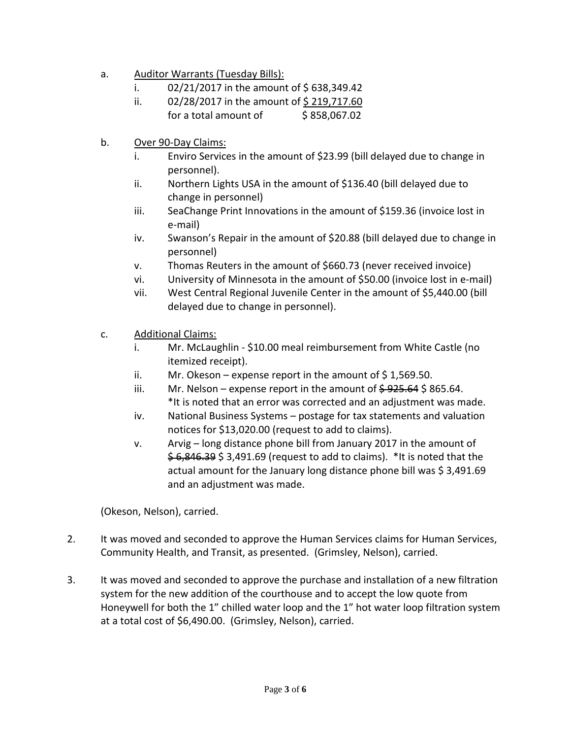a. <u>Auditor Warrants (Tuesday Bills):</u>
   i. 02/21/2017 in the amount of $ 638,349.42
   ii. 02/28/2017 in the amount of <u>$ 219,717.60</u>
   for a total amount of $ 858,067.02

b. <u>Over 90-Day Claims:</u>
   i. Enviro Services in the amount of $23.99 (bill delayed due to change in personnel).
   ii. Northern Lights USA in the amount of $136.40 (bill delayed due to change in personnel)
   iii. SeaChange Print Innovations in the amount of $159.36 (invoice lost in e-mail)
   iv. Swanson's Repair in the amount of $20.88 (bill delayed due to change in personnel)
   v. Thomas Reuters in the amount of $660.73 (never received invoice)
   vi. University of Minnesota in the amount of $50.00 (invoice lost in e-mail)
   vii. West Central Regional Juvenile Center in the amount of $5,440.00 (bill delayed due to change in personnel).

c. <u>Additional Claims:</u>
   i. Mr. McLaughlin - $10.00 meal reimbursement from White Castle (no itemized receipt).
   ii. Mr. Okeson – expense report in the amount of $ 1,569.50.
   iii. Mr. Nelson – expense report in the amount of ~~$ 925.64~~ $ 865.64. *It is noted that an error was corrected and an adjustment was made.
   iv. National Business Systems – postage for tax statements and valuation notices for $13,020.00 (request to add to claims).
   v. Arvig – long distance phone bill from January 2017 in the amount of ~~$ 6,846.39~~ $ 3,491.69 (request to add to claims). *It is noted that the actual amount for the January long distance phone bill was $ 3,491.69 and an adjustment was made.

(Okeson, Nelson), carried.

2. It was moved and seconded to approve the Human Services claims for Human Services, Community Health, and Transit, as presented. (Grimsley, Nelson), carried.

3. It was moved and seconded to approve the purchase and installation of a new filtration system for the new addition of the courthouse and to accept the low quote from Honeywell for both the 1" chilled water loop and the 1" hot water loop filtration system at a total cost of $6,490.00. (Grimsley, Nelson), carried.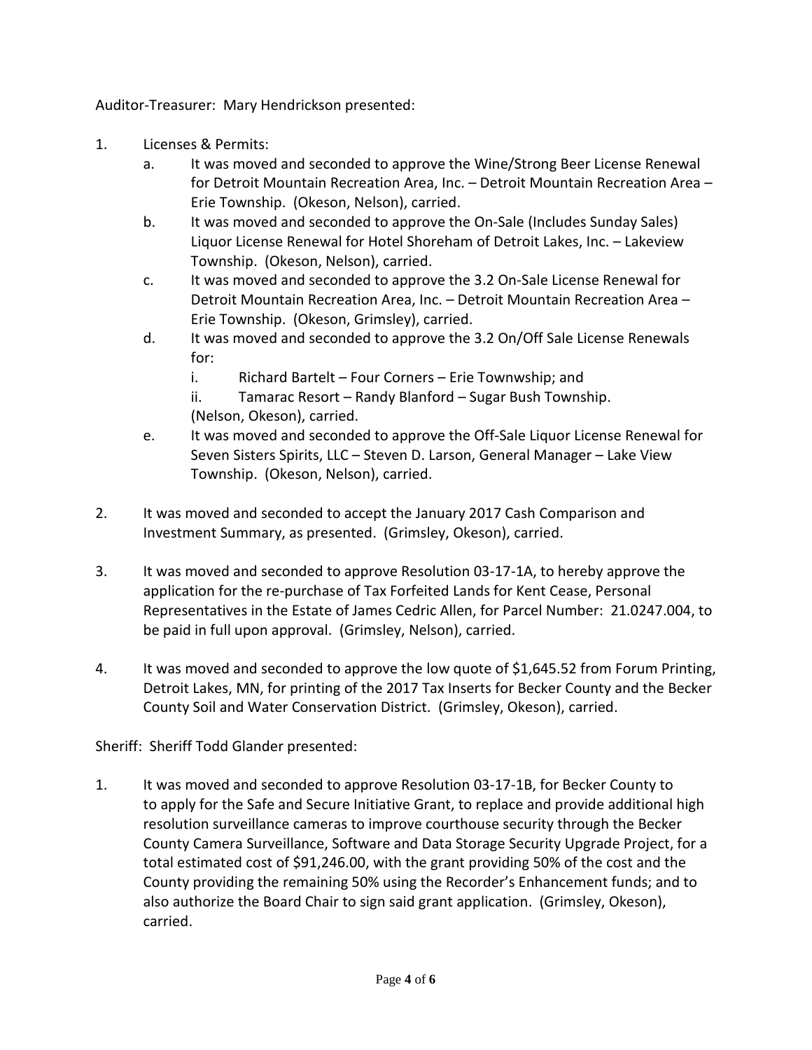Auditor-Treasurer: Mary Hendrickson presented:

1. Licenses & Permits:
   a. It was moved and seconded to approve the Wine/Strong Beer License Renewal for Detroit Mountain Recreation Area, Inc. – Detroit Mountain Recreation Area – Erie Township. (Okeson, Nelson), carried.
   b. It was moved and seconded to approve the On-Sale (Includes Sunday Sales) Liquor License Renewal for Hotel Shoreham of Detroit Lakes, Inc. – Lakeview Township. (Okeson, Nelson), carried.
   c. It was moved and seconded to approve the 3.2 On-Sale License Renewal for Detroit Mountain Recreation Area, Inc. – Detroit Mountain Recreation Area – Erie Township. (Okeson, Grimsley), carried.
   d. It was moved and seconded to approve the 3.2 On/Off Sale License Renewals for:
      i. Richard Bartelt – Four Corners – Erie Townwship; and
      ii. Tamarac Resort – Randy Blanford – Sugar Bush Township.

      (Nelson, Okeson), carried.
   e. It was moved and seconded to approve the Off-Sale Liquor License Renewal for Seven Sisters Spirits, LLC – Steven D. Larson, General Manager – Lake View Township. (Okeson, Nelson), carried.

2. It was moved and seconded to accept the January 2017 Cash Comparison and Investment Summary, as presented. (Grimsley, Okeson), carried.

3. It was moved and seconded to approve Resolution 03-17-1A, to hereby approve the application for the re-purchase of Tax Forfeited Lands for Kent Cease, Personal Representatives in the Estate of James Cedric Allen, for Parcel Number: 21.0247.004, to be paid in full upon approval. (Grimsley, Nelson), carried.

4. It was moved and seconded to approve the low quote of $1,645.52 from Forum Printing, Detroit Lakes, MN, for printing of the 2017 Tax Inserts for Becker County and the Becker County Soil and Water Conservation District. (Grimsley, Okeson), carried.

Sheriff: Sheriff Todd Glander presented:

1. It was moved and seconded to approve Resolution 03-17-1B, for Becker County to to apply for the Safe and Secure Initiative Grant, to replace and provide additional high resolution surveillance cameras to improve courthouse security through the Becker County Camera Surveillance, Software and Data Storage Security Upgrade Project, for a total estimated cost of $91,246.00, with the grant providing 50% of the cost and the County providing the remaining 50% using the Recorder's Enhancement funds; and to also authorize the Board Chair to sign said grant application. (Grimsley, Okeson), carried.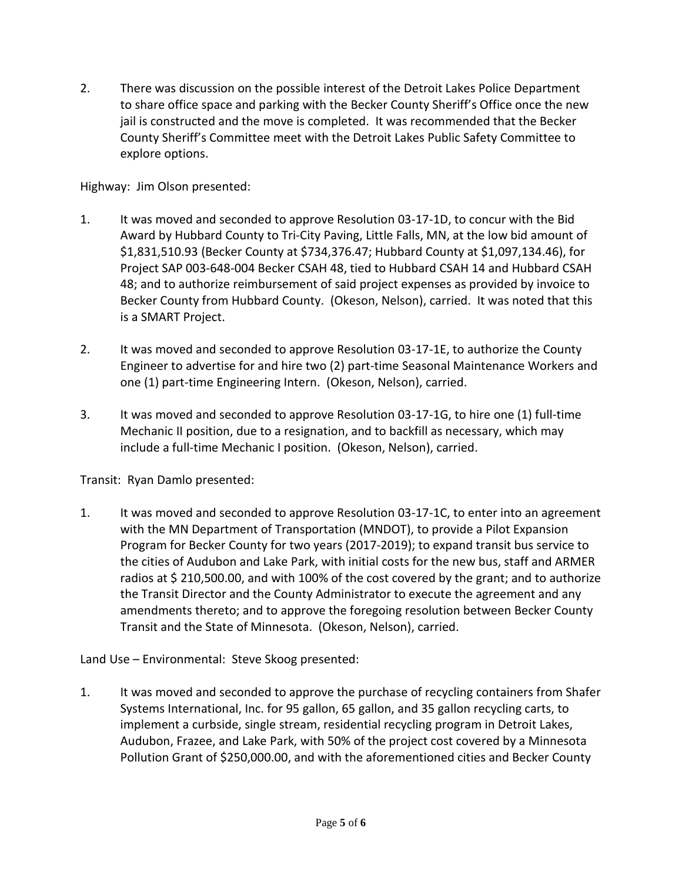2. There was discussion on the possible interest of the Detroit Lakes Police Department to share office space and parking with the Becker County Sheriff's Office once the new jail is constructed and the move is completed. It was recommended that the Becker County Sheriff's Committee meet with the Detroit Lakes Public Safety Committee to explore options.

Highway: Jim Olson presented:

1. It was moved and seconded to approve Resolution 03-17-1D, to concur with the Bid Award by Hubbard County to Tri-City Paving, Little Falls, MN, at the low bid amount of $1,831,510.93 (Becker County at $734,376.47; Hubbard County at $1,097,134.46), for Project SAP 003-648-004 Becker CSAH 48, tied to Hubbard CSAH 14 and Hubbard CSAH 48; and to authorize reimbursement of said project expenses as provided by invoice to Becker County from Hubbard County. (Okeson, Nelson), carried. It was noted that this is a SMART Project.

2. It was moved and seconded to approve Resolution 03-17-1E, to authorize the County Engineer to advertise for and hire two (2) part-time Seasonal Maintenance Workers and one (1) part-time Engineering Intern. (Okeson, Nelson), carried.

3. It was moved and seconded to approve Resolution 03-17-1G, to hire one (1) full-time Mechanic II position, due to a resignation, and to backfill as necessary, which may include a full-time Mechanic I position. (Okeson, Nelson), carried.

Transit: Ryan Damlo presented:

1. It was moved and seconded to approve Resolution 03-17-1C, to enter into an agreement with the MN Department of Transportation (MNDOT), to provide a Pilot Expansion Program for Becker County for two years (2017-2019); to expand transit bus service to the cities of Audubon and Lake Park, with initial costs for the new bus, staff and ARMER radios at $ 210,500.00, and with 100% of the cost covered by the grant; and to authorize the Transit Director and the County Administrator to execute the agreement and any amendments thereto; and to approve the foregoing resolution between Becker County Transit and the State of Minnesota. (Okeson, Nelson), carried.

Land Use – Environmental: Steve Skoog presented:

1. It was moved and seconded to approve the purchase of recycling containers from Shafer Systems International, Inc. for 95 gallon, 65 gallon, and 35 gallon recycling carts, to implement a curbside, single stream, residential recycling program in Detroit Lakes, Audubon, Frazee, and Lake Park, with 50% of the project cost covered by a Minnesota Pollution Grant of $250,000.00, and with the aforementioned cities and Becker County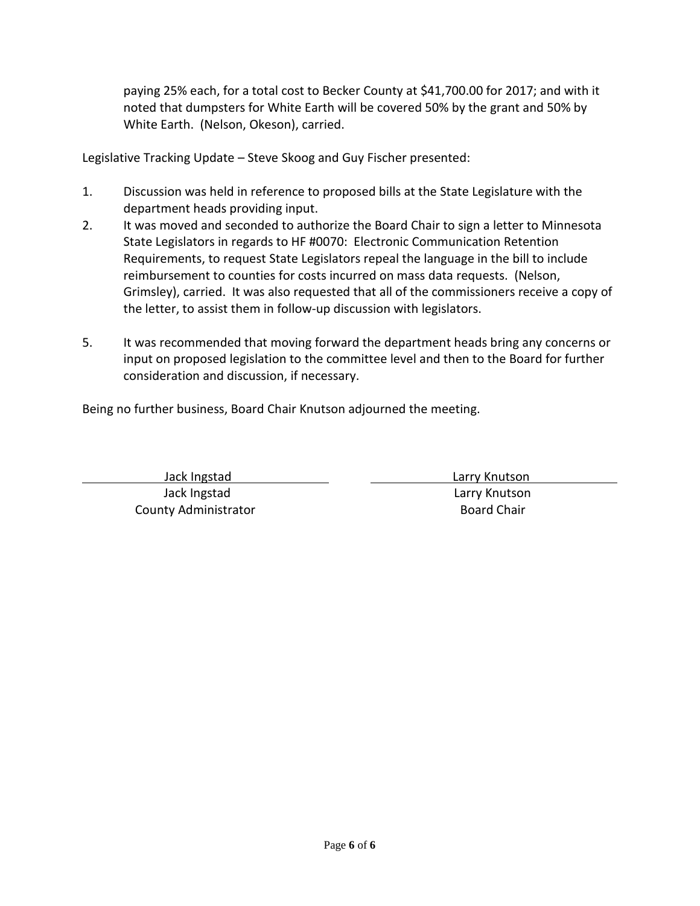paying 25% each, for a total cost to Becker County at $41,700.00 for 2017; and with it noted that dumpsters for White Earth will be covered 50% by the grant and 50% by White Earth. (Nelson, Okeson), carried.

Legislative Tracking Update – Steve Skoog and Guy Fischer presented:

1. Discussion was held in reference to proposed bills at the State Legislature with the department heads providing input.
2. It was moved and seconded to authorize the Board Chair to sign a letter to Minnesota State Legislators in regards to HF #0070: Electronic Communication Retention Requirements, to request State Legislators repeal the language in the bill to include reimbursement to counties for costs incurred on mass data requests. (Nelson, Grimsley), carried. It was also requested that all of the commissioners receive a copy of the letter, to assist them in follow-up discussion with legislators.

5. It was recommended that moving forward the department heads bring any concerns or input on proposed legislation to the committee level and then to the Board for further consideration and discussion, if necessary.

Being no further business, Board Chair Knutson adjourned the meeting.

| | |
|---|---|
| Jack Ingstad | Larry Knutson |
| Jack Ingstad | Larry Knutson |
| County Administrator | Board Chair |